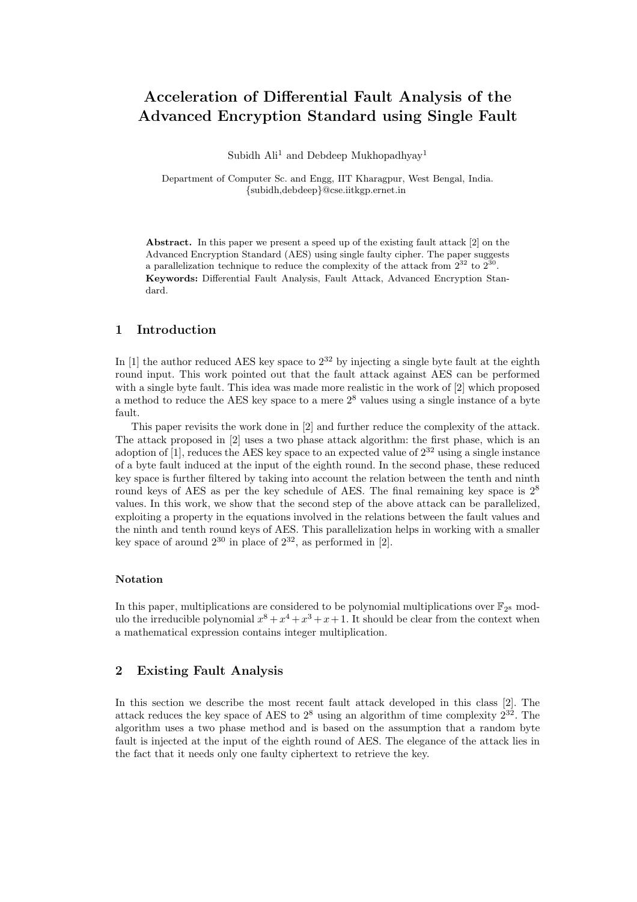# Acceleration of Differential Fault Analysis of the Advanced Encryption Standard using Single Fault

Subidh Ali[1] and Debdeep Mukhopadhyay[1]

Department of Computer Sc. and Engg, IIT Kharagpur, West Bengal, India.
{subidh,debdeep}@cse.iitkgp.ernet.in

**Abstract.** In this paper we present a speed up of the existing fault attack [2] on the Advanced Encryption Standard (AES) using single faulty cipher. The paper suggests a parallelization technique to reduce the complexity of the attack from $2^{32}$ to $2^{30}$.
**Keywords:** Differential Fault Analysis, Fault Attack, Advanced Encryption Standard.

## 1 Introduction

In [1] the author reduced AES key space to $2^{32}$ by injecting a single byte fault at the eighth round input. This work pointed out that the fault attack against AES can be performed with a single byte fault. This idea was made more realistic in the work of [2] which proposed a method to reduce the AES key space to a mere $2^8$ values using a single instance of a byte fault.

This paper revisits the work done in [2] and further reduce the complexity of the attack. The attack proposed in [2] uses a two phase attack algorithm: the first phase, which is an adoption of [1], reduces the AES key space to an expected value of $2^{32}$ using a single instance of a byte fault induced at the input of the eighth round. In the second phase, these reduced key space is further filtered by taking into account the relation between the tenth and ninth round keys of AES as per the key schedule of AES. The final remaining key space is $2^8$ values. In this work, we show that the second step of the above attack can be parallelized, exploiting a property in the equations involved in the relations between the fault values and the ninth and tenth round keys of AES. This parallelization helps in working with a smaller key space of around $2^{30}$ in place of $2^{32}$, as performed in [2].

### Notation

In this paper, multiplications are considered to be polynomial multiplications over $\mathbb{F}_{2^8}$ modulo the irreducible polynomial $x^8 + x^4 + x^3 + x + 1$. It should be clear from the context when a mathematical expression contains integer multiplication.

## 2 Existing Fault Analysis

In this section we describe the most recent fault attack developed in this class [2]. The attack reduces the key space of AES to $2^8$ using an algorithm of time complexity $2^{32}$. The algorithm uses a two phase method and is based on the assumption that a random byte fault is injected at the input of the eighth round of AES. The elegance of the attack lies in the fact that it needs only one faulty ciphertext to retrieve the key.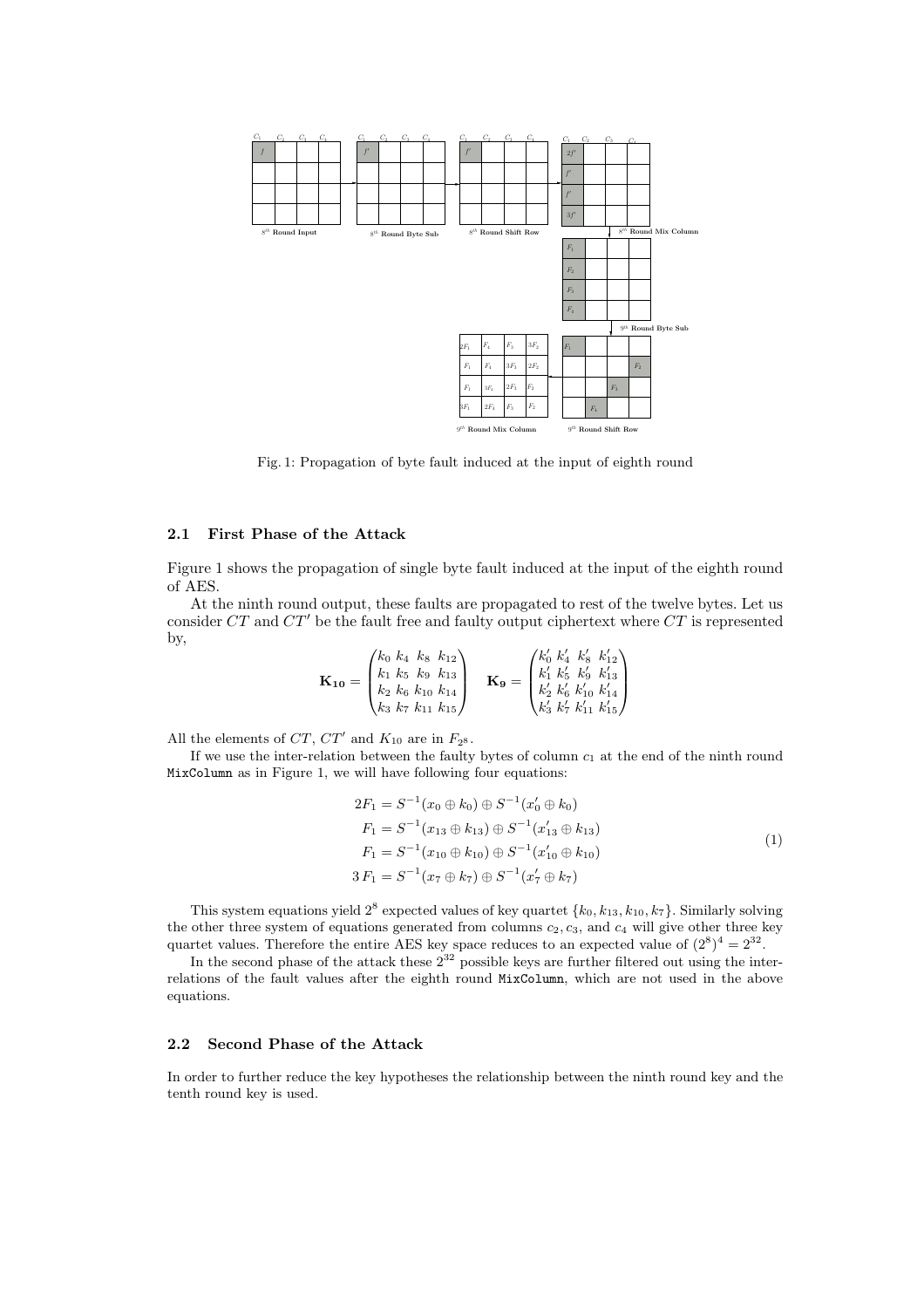Fig. 1: Propagation of byte fault induced at the input of eighth round

### 2.1 First Phase of the Attack

Figure 1 shows the propagation of single byte fault induced at the input of the eighth round of AES.

At the ninth round output, these faults are propagated to rest of the twelve bytes. Let us consider $CT$ and $CT'$ be the fault free and faulty output ciphertext where $CT$ is represented by,

$$\mathbf{K_{10}} = \begin{pmatrix} k_0 & k_4 & k_8 & k_{12} \\ k_1 & k_5 & k_9 & k_{13} \\ k_2 & k_6 & k_{10} & k_{14} \\ k_3 & k_7 & k_{11} & k_{15} \end{pmatrix} \quad \mathbf{K_9} = \begin{pmatrix} k'_0 & k'_4 & k'_8 & k'_{12} \\ k'_1 & k'_5 & k'_9 & k'_{13} \\ k'_2 & k'_6 & k'_{10} & k'_{14} \\ k'_3 & k'_7 & k'_{11} & k'_{15} \end{pmatrix}$$

All the elements of $CT$, $CT'$ and $K_{10}$ are in $F_{2^8}$.

If we use the inter-relation between the faulty bytes of column $c_1$ at the end of the ninth round `MixColumn` as in Figure 1, we will have following four equations:

$$\begin{aligned}
2F_1 &= S^{-1}(x_0 \oplus k_0) \oplus S^{-1}(x'_0 \oplus k_0) \\
F_1 &= S^{-1}(x_{13} \oplus k_{13}) \oplus S^{-1}(x'_{13} \oplus k_{13}) \\
F_1 &= S^{-1}(x_{10} \oplus k_{10}) \oplus S^{-1}(x'_{10} \oplus k_{10}) \\
3\,F_1 &= S^{-1}(x_7 \oplus k_7) \oplus S^{-1}(x'_7 \oplus k_7)
\end{aligned} \tag{1}$$

This system equations yield $2^8$ expected values of key quartet $\{k_0, k_{13}, k_{10}, k_7\}$. Similarly solving the other three system of equations generated from columns $c_2, c_3$, and $c_4$ will give other three key quartet values. Therefore the entire AES key space reduces to an expected value of $(2^8)^4 = 2^{32}$.

In the second phase of the attack these $2^{32}$ possible keys are further filtered out using the inter-relations of the fault values after the eighth round `MixColumn`, which are not used in the above equations.

### 2.2 Second Phase of the Attack

In order to further reduce the key hypotheses the relationship between the ninth round key and the tenth round key is used.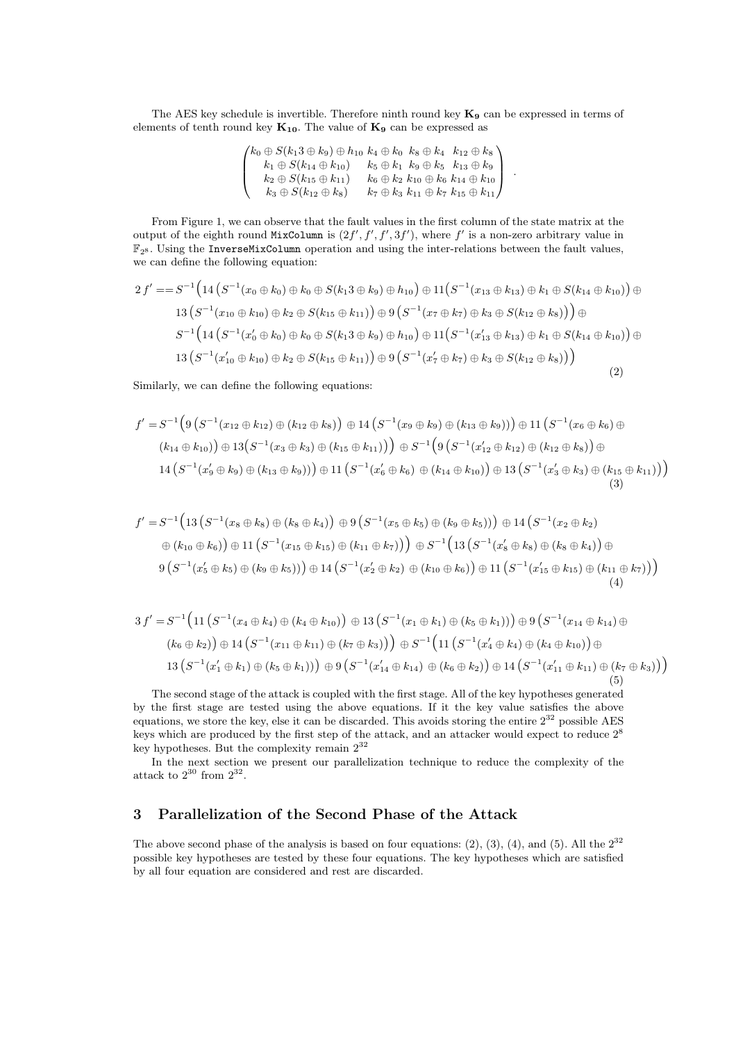The AES key schedule is invertible. Therefore ninth round key $\mathbf{K_9}$ can be expressed in terms of elements of tenth round key $\mathbf{K_{10}}$. The value of $\mathbf{K_9}$ can be expressed as

$$\begin{pmatrix} k_0 \oplus S(k_13 \oplus k_9) \oplus h_{10} & k_4 \oplus k_0 & k_8 \oplus k_4 & k_{12} \oplus k_8 \\ k_1 \oplus S(k_{14} \oplus k_{10}) & k_5 \oplus k_1 & k_9 \oplus k_5 & k_{13} \oplus k_9 \\ k_2 \oplus S(k_{15} \oplus k_{11}) & k_6 \oplus k_2 & k_{10} \oplus k_6 & k_{14} \oplus k_{10} \\ k_3 \oplus S(k_{12} \oplus k_8) & k_7 \oplus k_3 & k_{11} \oplus k_7 & k_{15} \oplus k_{11} \end{pmatrix}.$$

From Figure 1, we can observe that the fault values in the first column of the state matrix at the output of the eighth round `MixColumn` is $(2f', f', f', 3f')$, where $f'$ is a non-zero arbitrary value in $\mathbb{F}_{2^8}$. Using the `InverseMixColumn` operation and using the inter-relations between the fault values, we can define the following equation:

$$\begin{aligned} 2\,f' == S^{-1}\Big(&14\left(S^{-1}(x_0 \oplus k_0) \oplus k_0 \oplus S(k_13 \oplus k_9) \oplus h_{10}\right) \oplus 11\big(S^{-1}(x_{13} \oplus k_{13}) \oplus k_1 \oplus S(k_{14} \oplus k_{10})\big) \oplus \\ &13\left(S^{-1}(x_{10} \oplus k_{10}) \oplus k_2 \oplus S(k_{15} \oplus k_{11})\right) \oplus 9\left(S^{-1}(x_7 \oplus k_7) \oplus k_3 \oplus S(k_{12} \oplus k_8)\right)\Big) \oplus \\ S^{-1}\Big(&14\left(S^{-1}(x'_0 \oplus k_0) \oplus k_0 \oplus S(k_13 \oplus k_9) \oplus h_{10}\right) \oplus 11\big(S^{-1}(x'_{13} \oplus k_{13}) \oplus k_1 \oplus S(k_{14} \oplus k_{10})\big) \oplus \\ &13\left(S^{-1}(x'_{10} \oplus k_{10}) \oplus k_2 \oplus S(k_{15} \oplus k_{11})\right) \oplus 9\left(S^{-1}(x'_7 \oplus k_7) \oplus k_3 \oplus S(k_{12} \oplus k_8)\right)\Big) \end{aligned} \tag{2}$$

Similarly, we can define the following equations:

$$\begin{aligned} f' = S^{-1}\Big(&9\left(S^{-1}(x_{12} \oplus k_{12}) \oplus (k_{12} \oplus k_8)\right) \oplus 14\left(S^{-1}(x_9 \oplus k_9) \oplus (k_{13} \oplus k_9)\right)\Big) \oplus 11\left(S^{-1}(x_6 \oplus k_6) \oplus \right. \\ &\left.(k_{14} \oplus k_{10})\right) \oplus 13\big(S^{-1}(x_3 \oplus k_3) \oplus (k_{15} \oplus k_{11})\big)\Big) \oplus S^{-1}\Big(9\left(S^{-1}(x'_{12} \oplus k_{12}) \oplus (k_{12} \oplus k_8)\right) \oplus \\ &14\left(S^{-1}(x'_9 \oplus k_9) \oplus (k_{13} \oplus k_9)\right)\big) \oplus 11\left(S^{-1}(x'_6 \oplus k_6) \oplus (k_{14} \oplus k_{10})\right) \oplus 13\left(S^{-1}(x'_3 \oplus k_3) \oplus (k_{15} \oplus k_{11})\right)\Big) \end{aligned} \tag{3}$$

$$\begin{aligned} f' = S^{-1}\Big(&13\left(S^{-1}(x_8 \oplus k_8) \oplus (k_8 \oplus k_4)\right) \oplus 9\left(S^{-1}(x_5 \oplus k_5) \oplus (k_9 \oplus k_5)\right)\big) \oplus 14\left(S^{-1}(x_2 \oplus k_2) \right. \\ &\left.\oplus (k_{10} \oplus k_6)\right) \oplus 11\left(S^{-1}(x_{15} \oplus k_{15}) \oplus (k_{11} \oplus k_7)\right)\Big) \oplus S^{-1}\Big(13\left(S^{-1}(x'_8 \oplus k_8) \oplus (k_8 \oplus k_4)\right) \oplus \\ &9\left(S^{-1}(x'_5 \oplus k_5) \oplus (k_9 \oplus k_5)\right)\big) \oplus 14\left(S^{-1}(x'_2 \oplus k_2) \oplus (k_{10} \oplus k_6)\right) \oplus 11\left(S^{-1}(x'_{15} \oplus k_{15}) \oplus (k_{11} \oplus k_7)\right)\Big) \end{aligned} \tag{4}$$

$$\begin{aligned} 3\,f' = S^{-1}\Big(&11\left(S^{-1}(x_4 \oplus k_4) \oplus (k_4 \oplus k_{10})\right) \oplus 13\left(S^{-1}(x_1 \oplus k_1) \oplus (k_5 \oplus k_1)\right)\big) \oplus 9\left(S^{-1}(x_{14} \oplus k_{14}) \oplus \right. \\ &\left.(k_6 \oplus k_2)\right) \oplus 14\left(S^{-1}(x_{11} \oplus k_{11}) \oplus (k_7 \oplus k_3)\right)\Big) \oplus S^{-1}\Big(11\left(S^{-1}(x'_4 \oplus k_4) \oplus (k_4 \oplus k_{10})\right) \oplus \\ &13\left(S^{-1}(x'_1 \oplus k_1) \oplus (k_5 \oplus k_1)\right)\big) \oplus 9\left(S^{-1}(x'_{14} \oplus k_{14}) \oplus (k_6 \oplus k_2)\right) \oplus 14\left(S^{-1}(x'_{11} \oplus k_{11}) \oplus (k_7 \oplus k_3)\right)\Big) \end{aligned} \tag{5}$$

The second stage of the attack is coupled with the first stage. All of the key hypotheses generated by the first stage are tested using the above equations. If it the key value satisfies the above equations, we store the key, else it can be discarded. This avoids storing the entire $2^{32}$ possible AES keys which are produced by the first step of the attack, and an attacker would expect to reduce $2^8$ key hypotheses. But the complexity remain $2^{32}$

In the next section we present our parallelization technique to reduce the complexity of the attack to $2^{30}$ from $2^{32}$.

## 3 Parallelization of the Second Phase of the Attack

The above second phase of the analysis is based on four equations: (2), (3), (4), and (5). All the $2^{32}$ possible key hypotheses are tested by these four equations. The key hypotheses which are satisfied by all four equation are considered and rest are discarded.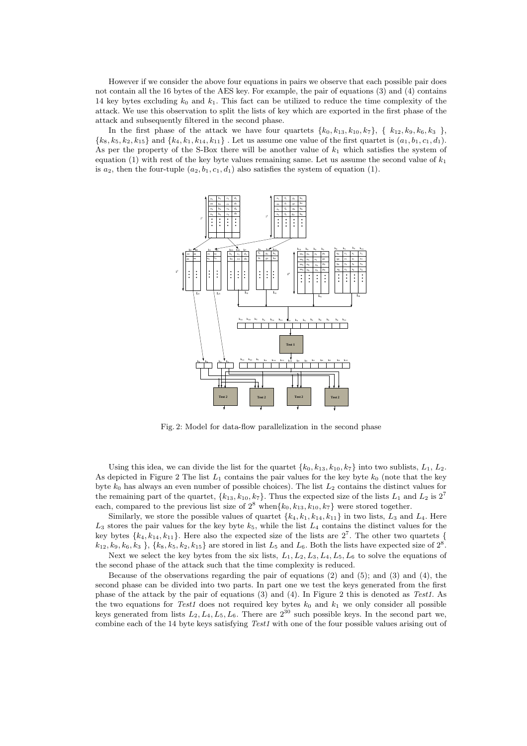However if we consider the above four equations in pairs we observe that each possible pair does not contain all the 16 bytes of the AES key. For example, the pair of equations (3) and (4) contains 14 key bytes excluding $k_0$ and $k_1$. This fact can be utilized to reduce the time complexity of the attack. We use this observation to split the lists of key which are exported in the first phase of the attack and subsequently filtered in the second phase.

In the first phase of the attack we have four quartets $\{k_0, k_{13}, k_{10}, k_7\}$, $\{k_{12}, k_9, k_6, k_3\}$, $\{k_8, k_5, k_2, k_{15}\}$ and $\{k_4, k_1, k_{14}, k_{11}\}$ . Let us assume one value of the first quartet is $(a_1, b_1, c_1, d_1)$. As per the property of the S-Box there will be another value of $k_1$ which satisfies the system of equation (1) with rest of the key byte values remaining same. Let us assume the second value of $k_1$ is $a_2$, then the four-tuple $(a_2, b_1, c_1, d_1)$ also satisfies the system of equation (1).

Fig. 2: Model for data-flow parallelization in the second phase

Using this idea, we can divide the list for the quartet $\{k_0, k_{13}, k_{10}, k_7\}$ into two sublists, $L_1$, $L_2$. As depicted in Figure 2 The list $L_1$ contains the pair values for the key byte $k_0$ (note that the key byte $k_0$ has always an even number of possible choices). The list $L_2$ contains the distinct values for the remaining part of the quartet, $\{k_{13}, k_{10}, k_7\}$. Thus the expected size of the lists $L_1$ and $L_2$ is $2^7$ each, compared to the previous list size of $2^8$ when$\{k_0, k_{13}, k_{10}, k_7\}$ were stored together.

Similarly, we store the possible values of quartet $\{k_4, k_1, k_{14}, k_{11}\}$ in two lists, $L_3$ and $L_4$. Here $L_3$ stores the pair values for the key byte $k_5$, while the list $L_4$ contains the distinct values for the key bytes $\{k_4, k_{14}, k_{11}\}$. Here also the expected size of the lists are $2^7$. The other two quartets $\{k_{12}, k_9, k_6, k_3\}$, $\{k_8, k_5, k_2, k_{15}\}$ are stored in list $L_5$ and $L_6$. Both the lists have expected size of $2^8$.

Next we select the key bytes from the six lists, $L_1, L_2, L_3, L_4, L_5, L_6$ to solve the equations of the second phase of the attack such that the time complexity is reduced.

Because of the observations regarding the pair of equations (2) and (5); and (3) and (4), the second phase can be divided into two parts. In part one we test the keys generated from the first phase of the attack by the pair of equations (3) and (4). In Figure 2 this is denoted as *Test1*. As the two equations for *Test1* does not required key bytes $k_0$ and $k_1$ we only consider all possible keys generated from lists $L_2, L_4, L_5, L_6$. There are $2^{30}$ such possible keys. In the second part we, combine each of the 14 byte keys satisfying *Test1* with one of the four possible values arising out of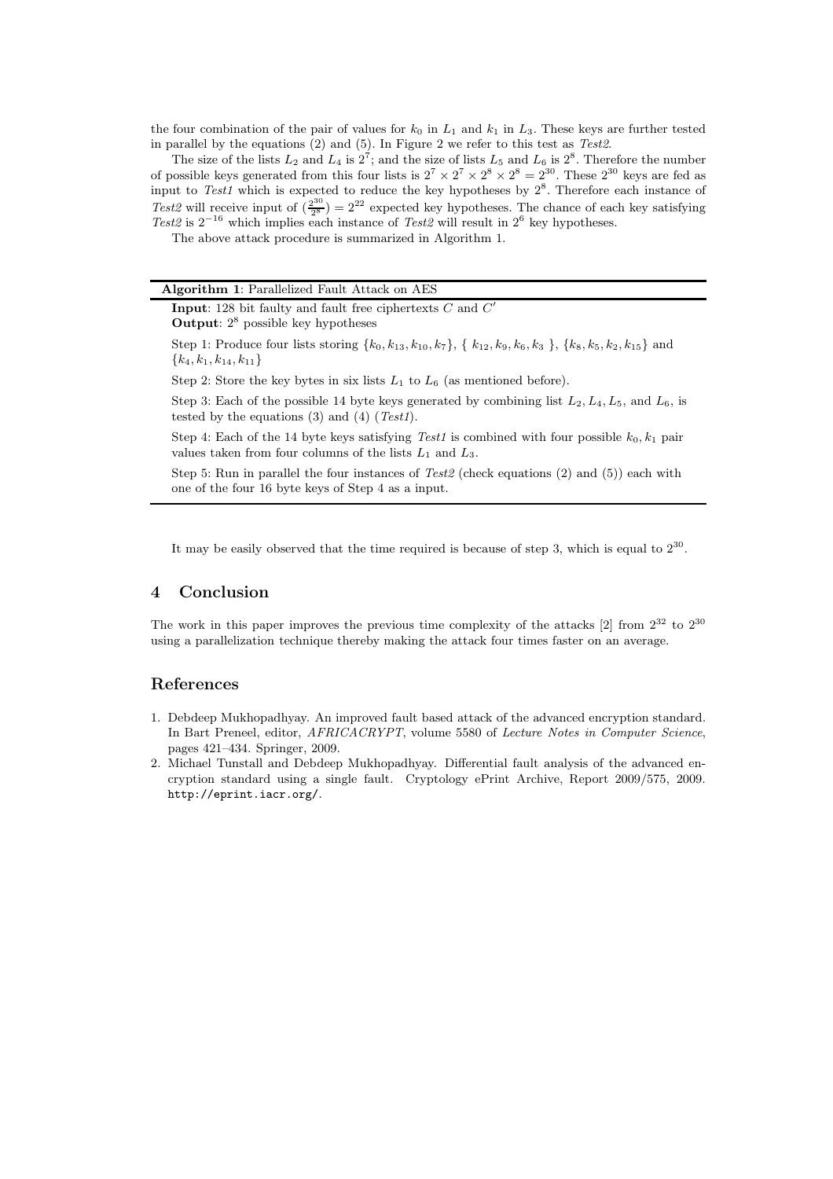the four combination of the pair of values for $k_0$ in $L_1$ and $k_1$ in $L_3$. These keys are further tested in parallel by the equations (2) and (5). In Figure 2 we refer to this test as *Test2*.

The size of the lists $L_2$ and $L_4$ is $2^7$; and the size of lists $L_5$ and $L_6$ is $2^8$. Therefore the number of possible keys generated from this four lists is $2^7 \times 2^7 \times 2^8 \times 2^8 = 2^{30}$. These $2^{30}$ keys are fed as input to *Test1* which is expected to reduce the key hypotheses by $2^8$. Therefore each instance of *Test2* will receive input of $(\frac{2^{30}}{2^8}) = 2^{22}$ expected key hypotheses. The chance of each key satisfying *Test2* is $2^{-16}$ which implies each instance of *Test2* will result in $2^6$ key hypotheses.

The above attack procedure is summarized in Algorithm 1.

---

**Algorithm 1**: Parallelized Fault Attack on AES

---

**Input**: 128 bit faulty and fault free ciphertexts $C$ and $C'$
**Output**: $2^8$ possible key hypotheses

Step 1: Produce four lists storing $\{k_0, k_{13}, k_{10}, k_7\}$, $\{ k_{12}, k_9, k_6, k_3 \}$, $\{k_8, k_5, k_2, k_{15}\}$ and $\{k_4, k_1, k_{14}, k_{11}\}$

Step 2: Store the key bytes in six lists $L_1$ to $L_6$ (as mentioned before).

Step 3: Each of the possible 14 byte keys generated by combining list $L_2, L_4, L_5$, and $L_6$, is tested by the equations (3) and (4) (*Test1*).

Step 4: Each of the 14 byte keys satisfying *Test1* is combined with four possible $k_0, k_1$ pair values taken from four columns of the lists $L_1$ and $L_3$.

Step 5: Run in parallel the four instances of *Test2* (check equations (2) and (5)) each with one of the four 16 byte keys of Step 4 as a input.

---

It may be easily observed that the time required is because of step 3, which is equal to $2^{30}$.

## 4 Conclusion

The work in this paper improves the previous time complexity of the attacks [2] from $2^{32}$ to $2^{30}$ using a parallelization technique thereby making the attack four times faster on an average.

## References

1. Debdeep Mukhopadhyay. An improved fault based attack of the advanced encryption standard. In Bart Preneel, editor, *AFRICACRYPT*, volume 5580 of *Lecture Notes in Computer Science*, pages 421–434. Springer, 2009.
2. Michael Tunstall and Debdeep Mukhopadhyay. Differential fault analysis of the advanced encryption standard using a single fault. Cryptology ePrint Archive, Report 2009/575, 2009. http://eprint.iacr.org/.